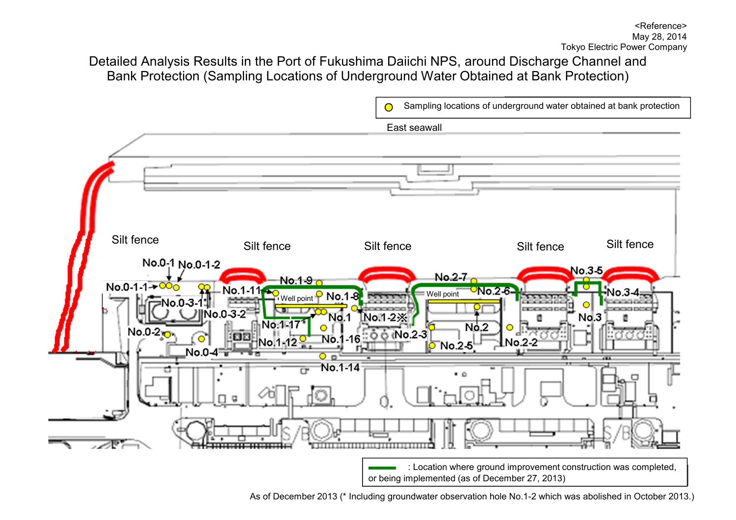<Reference>
May 28, 2014
Tokyo Electric Power Company

# Detailed Analysis Results in the Port of Fukushima Daiichi NPS, around Discharge Channel and Bank Protection (Sampling Locations of Underground Water Obtained at Bank Protection)

○ Sampling locations of underground water obtained at bank protection

East seawall

Silt fence | Silt fence | Silt fence | Silt fence | Silt fence

No.0-1, No.0-1-2, No.0-1-1, No.0-3-1, No.0-3-2, No.0-2, No.0-4, No.1-11, No.1-9, Well point, No.1-8, No.1, No.1-17, No.1-12, No.1-16, No.1-14, No.1-2※, No.2-7, No.2-6, Well point, No.2-3, No.2, No.2-5, No.2-2, No.3-5, No.3-4, No.3

▬ : Location where ground improvement construction was completed, or being implemented (as of December 27, 2013)

As of December 2013 (* Including groundwater observation hole No.1-2 which was abolished in October 2013.)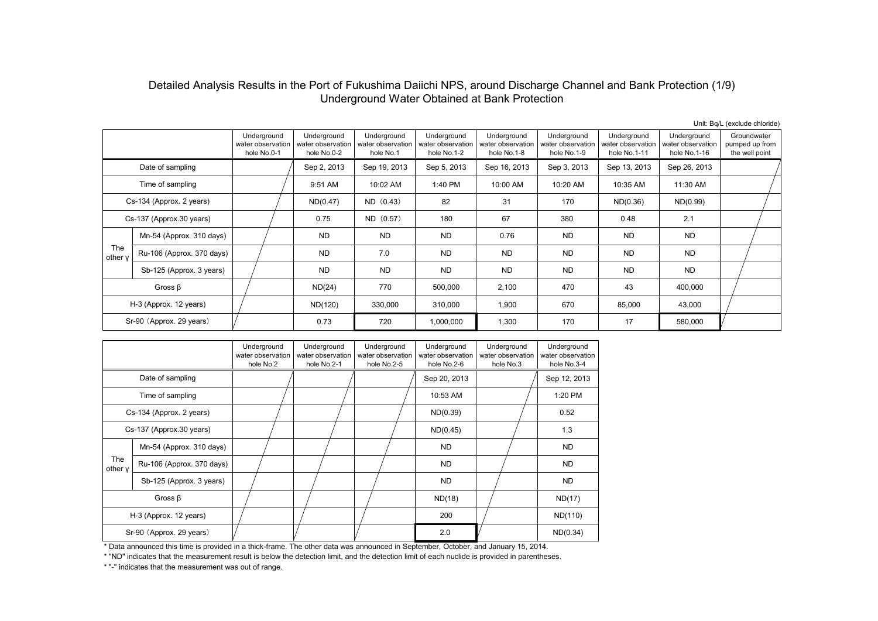# Detailed Analysis Results in the Port of Fukushima Daiichi NPS, around Discharge Channel and Bank Protection (1/9)
## Underground Water Obtained at Bank Protection

Unit: Bq/L (exclude chloride)

| | | Underground water observation hole No.0-1 | Underground water observation hole No.0-2 | Underground water observation hole No.1 | Underground water observation hole No.1-2 | Underground water observation hole No.1-8 | Underground water observation hole No.1-9 | Underground water observation hole No.1-11 | Underground water observation hole No.1-16 | Groundwater pumped up from the well point |
|---|---|---|---|---|---|---|---|---|---|---|
| Date of sampling | | | Sep 2, 2013 | Sep 19, 2013 | Sep 5, 2013 | Sep 16, 2013 | Sep 3, 2013 | Sep 13, 2013 | Sep 26, 2013 | |
| Time of sampling | | | 9:51 AM | 10:02 AM | 1:40 PM | 10:00 AM | 10:20 AM | 10:35 AM | 11:30 AM | |
| Cs-134 (Approx. 2 years) | | | ND(0.47) | ND（0.43） | 82 | 31 | 170 | ND(0.36) | ND(0.99) | |
| Cs-137 (Approx.30 years) | | | 0.75 | ND（0.57） | 180 | 67 | 380 | 0.48 | 2.1 | |
| The other γ | Mn-54 (Approx. 310 days) | | ND | ND | ND | 0.76 | ND | ND | ND | |
| | Ru-106 (Approx. 370 days) | | ND | 7.0 | ND | ND | ND | ND | ND | |
| | Sb-125 (Approx. 3 years) | | ND | ND | ND | ND | ND | ND | ND | |
| Gross β | | | ND(24) | 770 | 500,000 | 2,100 | 470 | 43 | 400,000 | |
| H-3 (Approx. 12 years) | | | ND(120) | 330,000 | 310,000 | 1,900 | 670 | 85,000 | 43,000 | |
| Sr-90（Approx. 29 years） | | | 0.73 | **720** | **1,000,000** | 1,300 | 170 | 17 | **580,000** | |

| | | Underground water observation hole No.2 | Underground water observation hole No.2-1 | Underground water observation hole No.2-5 | Underground water observation hole No.2-6 | Underground water observation hole No.3 | Underground water observation hole No.3-4 |
|---|---|---|---|---|---|---|---|
| Date of sampling | | | | | Sep 20, 2013 | | Sep 12, 2013 |
| Time of sampling | | | | | 10:53 AM | | 1:20 PM |
| Cs-134 (Approx. 2 years) | | | | | ND(0.39) | | 0.52 |
| Cs-137 (Approx.30 years) | | | | | ND(0.45) | | 1.3 |
| The other γ | Mn-54 (Approx. 310 days) | | | | ND | | ND |
| | Ru-106 (Approx. 370 days) | | | | ND | | ND |
| | Sb-125 (Approx. 3 years) | | | | ND | | ND |
| Gross β | | | | | ND(18) | | ND(17) |
| H-3 (Approx. 12 years) | | | | | 200 | | ND(110) |
| Sr-90（Approx. 29 years） | | | | | **2.0** | | ND(0.34) |

\* Data announced this time is provided in a thick-frame. The other data was announced in September, October, and January 15, 2014.

\* "ND" indicates that the measurement result is below the detection limit, and the detection limit of each nuclide is provided in parentheses.

\* "-" indicates that the measurement was out of range.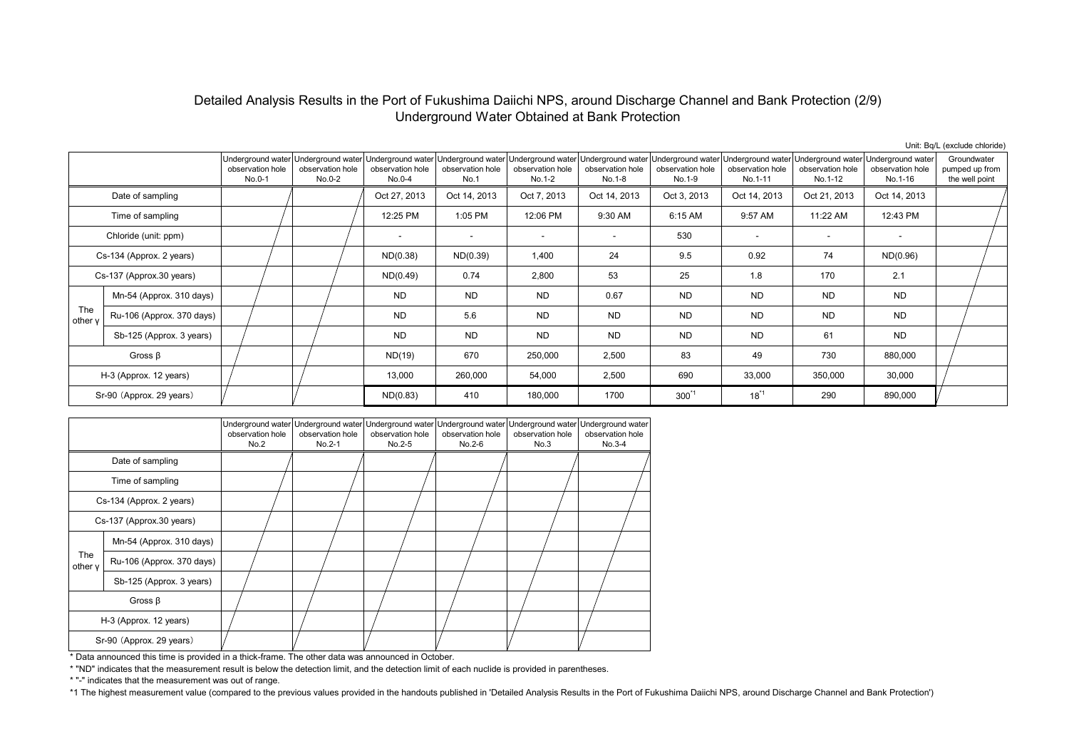# Detailed Analysis Results in the Port of Fukushima Daiichi NPS, around Discharge Channel and Bank Protection (2/9)
## Underground Water Obtained at Bank Protection

Unit: Bq/L (exclude chloride)

| | | Underground water observation hole No.0-1 | Underground water observation hole No.0-2 | Underground water observation hole No.0-4 | Underground water observation hole No.1 | Underground water observation hole No.1-2 | Underground water observation hole No.1-8 | Underground water observation hole No.1-9 | Underground water observation hole No.1-11 | Underground water observation hole No.1-12 | Underground water observation hole No.1-16 | Groundwater pumped up from the well point |
|---|---|---|---|---|---|---|---|---|---|---|---|---|
| Date of sampling | | | | Oct 27, 2013 | Oct 14, 2013 | Oct 7, 2013 | Oct 14, 2013 | Oct 3, 2013 | Oct 14, 2013 | Oct 21, 2013 | Oct 14, 2013 | |
| Time of sampling | | | | 12:25 PM | 1:05 PM | 12:06 PM | 9:30 AM | 6:15 AM | 9:57 AM | 11:22 AM | 12:43 PM | |
| Chloride (unit: ppm) | | | | - | - | - | - | 530 | - | - | - | |
| Cs-134 (Approx. 2 years) | | | | ND(0.38) | ND(0.39) | 1,400 | 24 | 9.5 | 0.92 | 74 | ND(0.96) | |
| Cs-137 (Approx.30 years) | | | | ND(0.49) | 0.74 | 2,800 | 53 | 25 | 1.8 | 170 | 2.1 | |
| The other γ | Mn-54 (Approx. 310 days) | | | ND | ND | ND | 0.67 | ND | ND | ND | ND | |
| | Ru-106 (Approx. 370 days) | | | ND | 5.6 | ND | ND | ND | ND | ND | ND | |
| | Sb-125 (Approx. 3 years) | | | ND | ND | ND | ND | ND | ND | 61 | ND | |
| Gross β | | | | ND(19) | 670 | 250,000 | 2,500 | 83 | 49 | 730 | 880,000 | |
| H-3 (Approx. 12 years) | | | | 13,000 | 260,000 | 54,000 | 2,500 | 690 | 33,000 | 350,000 | 30,000 | |
| Sr-90 (Approx. 29 years) | | | | ND(0.83) | 410 | 180,000 | 1700 | 300 *1 | 18 *1 | 290 | 890,000 | |

| | | Underground water observation hole No.2 | Underground water observation hole No.2-1 | Underground water observation hole No.2-5 | Underground water observation hole No.2-6 | Underground water observation hole No.3 | Underground water observation hole No.3-4 |
|---|---|---|---|---|---|---|---|
| Date of sampling | | | | | | | |
| Time of sampling | | | | | | | |
| Cs-134 (Approx. 2 years) | | | | | | | |
| Cs-137 (Approx.30 years) | | | | | | | |
| The other γ | Mn-54 (Approx. 310 days) | | | | | | |
| | Ru-106 (Approx. 370 days) | | | | | | |
| | Sb-125 (Approx. 3 years) | | | | | | |
| Gross β | | | | | | | |
| H-3 (Approx. 12 years) | | | | | | | |
| Sr-90 (Approx. 29 years) | | | | | | | |

* Data announced this time is provided in a thick-frame. The other data was announced in October.

* "ND" indicates that the measurement result is below the detection limit, and the detection limit of each nuclide is provided in parentheses.

* "-" indicates that the measurement was out of range.

*1 The highest measurement value (compared to the previous values provided in the handouts published in 'Detailed Analysis Results in the Port of Fukushima Daiichi NPS, around Discharge Channel and Bank Protection')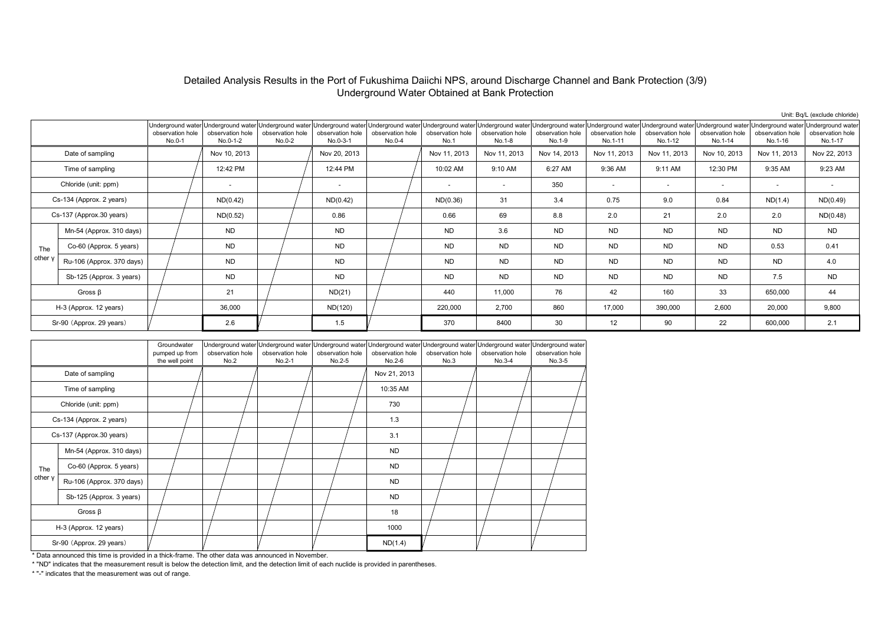# Detailed Analysis Results in the Port of Fukushima Daiichi NPS, around Discharge Channel and Bank Protection (3/9)

## Underground Water Obtained at Bank Protection

Unit: Bq/L (exclude chloride)

| | | Underground water observation hole No.0-1 | Underground water observation hole No.0-1-2 | Underground water observation hole No.0-2 | Underground water observation hole No.0-3-1 | Underground water observation hole No.0-4 | Underground water observation hole No.1 | Underground water observation hole No.1-8 | Underground water observation hole No.1-9 | Underground water observation hole No.1-11 | Underground water observation hole No.1-12 | Underground water observation hole No.1-14 | Underground water observation hole No.1-16 | Underground water observation hole No.1-17 |
|---|---|---|---|---|---|---|---|---|---|---|---|---|---|---|
| Date of sampling | | | Nov 10, 2013 | | Nov 20, 2013 | | Nov 11, 2013 | Nov 11, 2013 | Nov 14, 2013 | Nov 11, 2013 | Nov 11, 2013 | Nov 10, 2013 | Nov 11, 2013 | Nov 22, 2013 |
| Time of sampling | | | 12:42 PM | | 12:44 PM | | 10:02 AM | 9:10 AM | 6:27 AM | 9:36 AM | 9:11 AM | 12:30 PM | 9:35 AM | 9:23 AM |
| Chloride (unit: ppm) | | | - | | - | | - | - | 350 | - | - | - | - | - |
| Cs-134 (Approx. 2 years) | | | ND(0.42) | | ND(0.42) | | ND(0.36) | 31 | 3.4 | 0.75 | 9.0 | 0.84 | ND(1.4) | ND(0.49) |
| Cs-137 (Approx.30 years) | | | ND(0.52) | | 0.86 | | 0.66 | 69 | 8.8 | 2.0 | 21 | 2.0 | 2.0 | ND(0.48) |
| The other γ | Mn-54 (Approx. 310 days) | | ND | | ND | | ND | 3.6 | ND | ND | ND | ND | ND | ND |
| | Co-60 (Approx. 5 years) | | ND | | ND | | ND | ND | ND | ND | ND | ND | 0.53 | 0.41 |
| | Ru-106 (Approx. 370 days) | | ND | | ND | | ND | ND | ND | ND | ND | ND | ND | 4.0 |
| | Sb-125 (Approx. 3 years) | | ND | | ND | | ND | ND | ND | ND | ND | ND | 7.5 | ND |
| Gross β | | | 21 | | ND(21) | | 440 | 11,000 | 76 | 42 | 160 | 33 | 650,000 | 44 |
| H-3 (Approx. 12 years) | | | 36,000 | | ND(120) | | 220,000 | 2,700 | 860 | 17,000 | 390,000 | 2,600 | 20,000 | 9,800 |
| Sr-90 (Approx. 29 years) | | | 2.6 | | 1.5 | | 370 | 8400 | 30 | 12 | 90 | 22 | 600,000 | 2.1 |

| | | Groundwater pumped up from the well point | Underground water observation hole No.2 | Underground water observation hole No.2-1 | Underground water observation hole No.2-5 | Underground water observation hole No.2-6 | Underground water observation hole No.3 | Underground water observation hole No.3-4 | Underground water observation hole No.3-5 |
|---|---|---|---|---|---|---|---|---|---|
| Date of sampling | | | | | | Nov 21, 2013 | | | |
| Time of sampling | | | | | | 10:35 AM | | | |
| Chloride (unit: ppm) | | | | | | 730 | | | |
| Cs-134 (Approx. 2 years) | | | | | | 1.3 | | | |
| Cs-137 (Approx.30 years) | | | | | | 3.1 | | | |
| The other γ | Mn-54 (Approx. 310 days) | | | | | ND | | | |
| | Co-60 (Approx. 5 years) | | | | | ND | | | |
| | Ru-106 (Approx. 370 days) | | | | | ND | | | |
| | Sb-125 (Approx. 3 years) | | | | | ND | | | |
| Gross β | | | | | | 18 | | | |
| H-3 (Approx. 12 years) | | | | | | 1000 | | | |
| Sr-90 (Approx. 29 years) | | | | | | ND(1.4) | | | |

* Data announced this time is provided in a thick-frame. The other data was announced in November.

* "ND" indicates that the measurement result is below the detection limit, and the detection limit of each nuclide is provided in parentheses.

* "-" indicates that the measurement was out of range.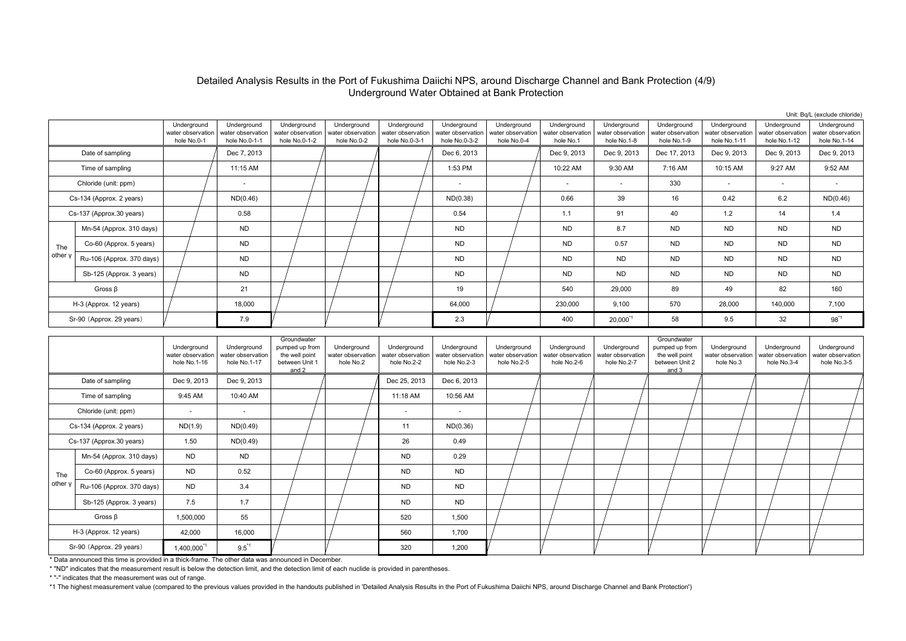# Detailed Analysis Results in the Port of Fukushima Daiichi NPS, around Discharge Channel and Bank Protection (4/9)

## Underground Water Obtained at Bank Protection

Unit: Bq/L (exclude chloride)

| | | Underground water observation hole No.0-1 | Underground water observation hole No.0-1-1 | Underground water observation hole No.0-1-2 | Underground water observation hole No.0-2 | Underground water observation hole No.0-3-1 | Underground water observation hole No.0-3-2 | Underground water observation hole No.0-4 | Underground water observation hole No.1 | Underground water observation hole No.1-8 | Underground water observation hole No.1-9 | Underground water observation hole No.1-11 | Underground water observation hole No.1-12 | Underground water observation hole No.1-14 |
|---|---|---|---|---|---|---|---|---|---|---|---|---|---|---|
| Date of sampling | | | Dec 7, 2013 | | | | Dec 6, 2013 | | Dec 9, 2013 | Dec 9, 2013 | Dec 17, 2013 | Dec 9, 2013 | Dec 9, 2013 | Dec 9, 2013 |
| Time of sampling | | | 11:15 AM | | | | 1:53 PM | | 10:22 AM | 9:30 AM | 7:16 AM | 10:15 AM | 9:27 AM | 9:52 AM |
| Chloride (unit: ppm) | | | - | | | | - | | - | - | 330 | - | - | - |
| Cs-134 (Approx. 2 years) | | | ND(0.46) | | | | ND(0.38) | | 0.66 | 39 | 16 | 0.42 | 6.2 | ND(0.46) |
| Cs-137 (Approx.30 years) | | | 0.58 | | | | 0.54 | | 1.1 | 91 | 40 | 1.2 | 14 | 1.4 |
| The other γ | Mn-54 (Approx. 310 days) | | ND | | | | ND | | ND | 8.7 | ND | ND | ND | ND |
| | Co-60 (Approx. 5 years) | | ND | | | | ND | | ND | 0.57 | ND | ND | ND | ND |
| | Ru-106 (Approx. 370 days) | | ND | | | | ND | | ND | ND | ND | ND | ND | ND |
| | Sb-125 (Approx. 3 years) | | ND | | | | ND | | ND | ND | ND | ND | ND | ND |
| Gross β | | | 21 | | | | 19 | | 540 | 29,000 | 89 | 49 | 82 | 160 |
| H-3 (Approx. 12 years) | | | 18,000 | | | | 64,000 | | 230,000 | 9,100 | 570 | 28,000 | 140,000 | 7,100 |
| Sr-90（Approx. 29 years） | | | 7.9 | | | | 2.3 | | 400 | 20,000*1 | 58 | 9.5 | 32 | 98*1 |

| | | Underground water observation hole No.1-16 | Underground water observation hole No.1-17 | Groundwater pumped up from the well point between Unit 1 and 2 | Underground water observation hole No.2 | Underground water observation hole No.2-2 | Underground water observation hole No.2-3 | Underground water observation hole No.2-5 | Underground water observation hole No.2-6 | Underground water observation hole No.2-7 | Groundwater pumped up from the well point between Unit 2 and 3 | Underground water observation hole No.3 | Underground water observation hole No.3-4 | Underground water observation hole No.3-5 |
|---|---|---|---|---|---|---|---|---|---|---|---|---|---|---|
| Date of sampling | | Dec 9, 2013 | Dec 9, 2013 | | | Dec 25, 2013 | Dec 6, 2013 | | | | | | | |
| Time of sampling | | 9:45 AM | 10:40 AM | | | 11:18 AM | 10:56 AM | | | | | | | |
| Chloride (unit: ppm) | | - | - | | | - | - | | | | | | | |
| Cs-134 (Approx. 2 years) | | ND(1.9) | ND(0.49) | | | 11 | ND(0.36) | | | | | | | |
| Cs-137 (Approx.30 years) | | 1.50 | ND(0.49) | | | 26 | 0.49 | | | | | | | |
| The other γ | Mn-54 (Approx. 310 days) | ND | ND | | | ND | 0.29 | | | | | | | |
| | Co-60 (Approx. 5 years) | ND | 0.52 | | | ND | ND | | | | | | | |
| | Ru-106 (Approx. 370 days) | ND | 3.4 | | | ND | ND | | | | | | | |
| | Sb-125 (Approx. 3 years) | 7.5 | 1.7 | | | ND | ND | | | | | | | |
| Gross β | | 1,500,000 | 55 | | | 520 | 1,500 | | | | | | | |
| H-3 (Approx. 12 years) | | 42,000 | 16,000 | | | 560 | 1,700 | | | | | | | |
| Sr-90（Approx. 29 years） | | 1,400,000*1 | 9.5*1 | | | 320 | 1,200 | | | | | | | |

* Data announced this time is provided in a thick-frame. The other data was announced in December.

* "ND" indicates that the measurement result is below the detection limit, and the detection limit of each nuclide is provided in parentheses.

* "-" indicates that the measurement was out of range.

*1 The highest measurement value (compared to the previous values provided in the handouts published in 'Detailed Analysis Results in the Port of Fukushima Daiichi NPS, around Discharge Channel and Bank Protection')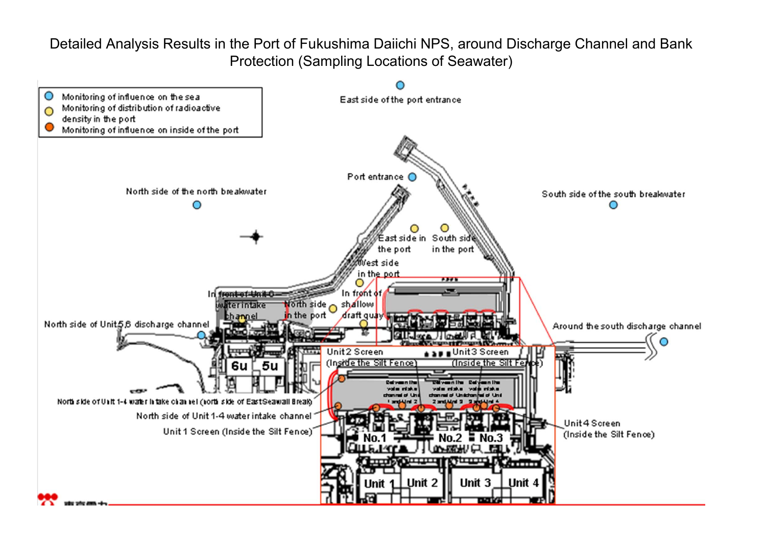# Detailed Analysis Results in the Port of Fukushima Daiichi NPS, around Discharge Channel and Bank Protection (Sampling Locations of Seawater)

- Monitoring of influence on the sea
- Monitoring of distribution of radioactive density in the port
- Monitoring of influence on inside of the port

East side of the port entrance

Port entrance

North side of the north breakwater

South side of the south breakwater

East side in the port

South side in the port

West side in the port

In front of Unit 6 water intake channel

North side in the port

In front of shallow draft quay

North side of Unit 5,6 discharge channel

Around the south discharge channel

Unit 2 Screen (Inside the Silt Fence)

Unit 3 Screen (Inside the Silt Fence)

Between the valve intake channel of Unit 1 and Unit 2

Between the valve intake channel of Unit 2 and Unit 3

Between the valve intake channel of Unit 3 and Unit 4

North side of Unit 1-4 water intake channel (north side of East Seawall Break)

North side of Unit 1-4 water intake channel

Unit 1 Screen (Inside the Silt Fence)

Unit 4 Screen (Inside the Silt Fence)

6u 5u

No.1 No.2 No.3

Unit 1 Unit 2 Unit 3 Unit 4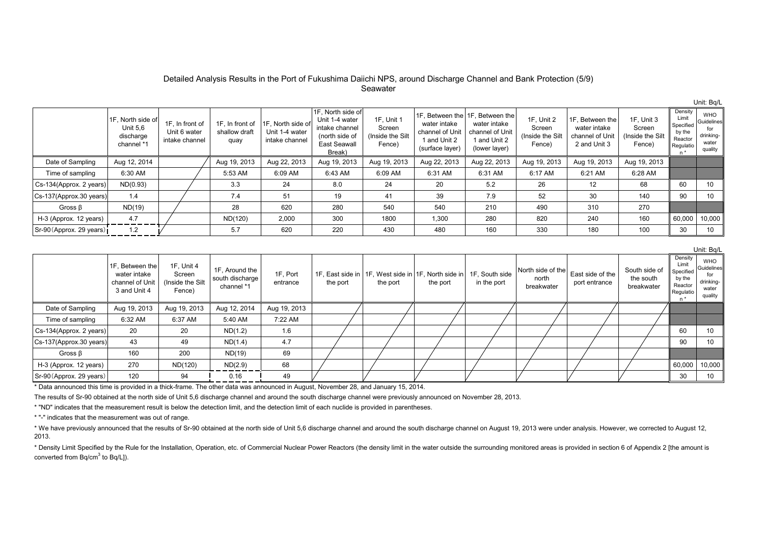# Detailed Analysis Results in the Port of Fukushima Daiichi NPS, around Discharge Channel and Bank Protection (5/9)

## Seawater

Unit: Bq/L

| | 1F, North side of Unit 5,6 discharge channel *1 | 1F, In front of Unit 6 water intake channel | 1F, In front of shallow draft quay | 1F, North side of Unit 1-4 water intake channel | 1F, North side of Unit 1-4 water intake channel (north side of East Seawall Break) | 1F, Unit 1 Screen (Inside the Silt Fence) | 1F, Between the water intake channel of Unit 1 and Unit 2 (surface layer) | 1F, Between the water intake channel of Unit 1 and Unit 2 (lower layer) | 1F, Unit 2 Screen (Inside the Silt Fence) | 1F, Between the water intake channel of Unit 2 and Unit 3 | 1F, Unit 3 Screen (Inside the Silt Fence) | Density Limit Specified by the Reactor Regulation * | WHO Guidelines for drinking-water quality |
|---|---|---|---|---|---|---|---|---|---|---|---|---|---|
| Date of Sampling | Aug 12, 2014 | | Aug 19, 2013 | Aug 22, 2013 | Aug 19, 2013 | Aug 19, 2013 | Aug 22, 2013 | Aug 22, 2013 | Aug 19, 2013 | Aug 19, 2013 | Aug 19, 2013 | | |
| Time of sampling | 6:30 AM | | 5:53 AM | 6:09 AM | 6:43 AM | 6:09 AM | 6:31 AM | 6:31 AM | 6:17 AM | 6:21 AM | 6:28 AM | | |
| Cs-134(Approx. 2 years) | ND(0.93) | | 3.3 | 24 | 8.0 | 24 | 20 | 5.2 | 26 | 12 | 68 | 60 | 10 |
| Cs-137(Approx.30 years) | 1.4 | | 7.4 | 51 | 19 | 41 | 39 | 7.9 | 52 | 30 | 140 | 90 | 10 |
| Gross β | ND(19) | | 28 | 620 | 280 | 540 | 540 | 210 | 490 | 310 | 270 | | |
| H-3 (Approx. 12 years) | 4.7 | | ND(120) | 2,000 | 300 | 1800 | 1,300 | 280 | 820 | 240 | 160 | 60,000 | 10,000 |
| Sr-90(Approx. 29 years) | 1.2 | | 5.7 | 620 | 220 | 430 | 480 | 160 | 330 | 180 | 100 | 30 | 10 |

Unit: Bq/L

| | 1F, Between the water intake channel of Unit 3 and Unit 4 | 1F, Unit 4 Screen (Inside the Silt Fence) | 1F, Around the south discharge channel *1 | 1F, Port entrance | 1F, East side in the port | 1F, West side in the port | 1F, North side in the port | 1F, South side in the port | North side of the north breakwater | East side of the port entrance | South side of the south breakwater | Density Limit Specified by the Reactor Regulation * | WHO Guidelines for drinking-water quality |
|---|---|---|---|---|---|---|---|---|---|---|---|---|---|
| Date of Sampling | Aug 19, 2013 | Aug 19, 2013 | Aug 12, 2014 | Aug 19, 2013 | | | | | | | | | |
| Time of sampling | 6:32 AM | 6:37 AM | 5:40 AM | 7:22 AM | | | | | | | | | |
| Cs-134(Approx. 2 years) | 20 | 20 | ND(1.2) | 1.6 | | | | | | | | 60 | 10 |
| Cs-137(Approx.30 years) | 43 | 49 | ND(1.4) | 4.7 | | | | | | | | 90 | 10 |
| Gross β | 160 | 200 | ND(19) | 69 | | | | | | | | | |
| H-3 (Approx. 12 years) | 270 | ND(120) | ND(2.9) | 68 | | | | | | | | 60,000 | 10,000 |
| Sr-90(Approx. 29 years) | 120 | 94 | 0.16 | 49 | | | | | | | | 30 | 10 |

* Data announced this time is provided in a thick-frame. The other data was announced in August, November 28, and January 15, 2014.

The results of Sr-90 obtained at the north side of Unit 5,6 discharge channel and around the south discharge channel were previously announced on November 28, 2013.

* "ND" indicates that the measurement result is below the detection limit, and the detection limit of each nuclide is provided in parentheses.

* "-" indicates that the measurement was out of range.

* We have previously announced that the results of Sr-90 obtained at the north side of Unit 5,6 discharge channel and around the south discharge channel on August 19, 2013 were under analysis. However, we corrected to August 12, 2013.

* Density Limit Specified by the Rule for the Installation, Operation, etc. of Commercial Nuclear Power Reactors (the density limit in the water outside the surrounding monitored areas is provided in section 6 of Appendix 2 [the amount is converted from $Bq/cm^3$ to Bq/L]).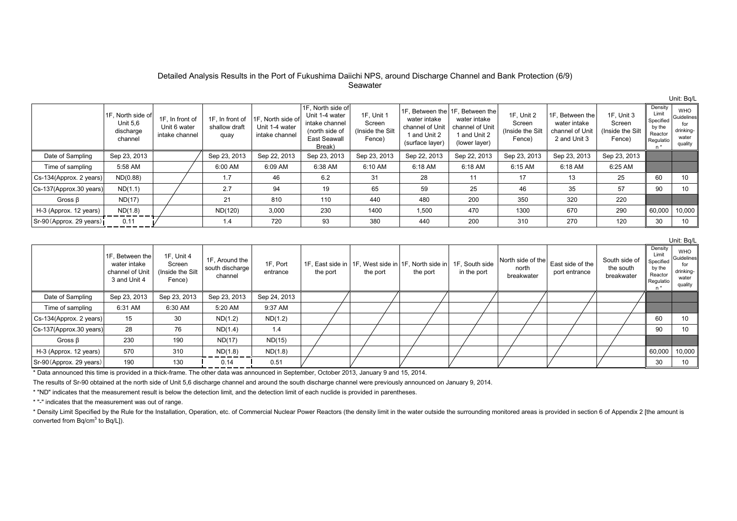Detailed Analysis Results in the Port of Fukushima Daiichi NPS, around Discharge Channel and Bank Protection (6/9)
Seawater

Unit: Bq/L

| | 1F, North side of Unit 5,6 discharge channel | 1F, In front of Unit 6 water intake channel | 1F, In front of shallow draft quay | 1F, North side of Unit 1-4 water intake channel | 1F, North side of Unit 1-4 water intake channel (north side of East Seawall Break) | 1F, Unit 1 Screen (Inside the Silt Fence) | 1F, Between the water intake channel of Unit 1 and Unit 2 (surface layer) | 1F, Between the water intake channel of Unit 1 and Unit 2 (lower layer) | 1F, Unit 2 Screen (Inside the Silt Fence) | 1F, Between the water intake channel of Unit 2 and Unit 3 | 1F, Unit 3 Screen (Inside the Silt Fence) | Density Limit Specified by the Reactor Regulation * | WHO Guidelines for drinking-water quality |
|---|---|---|---|---|---|---|---|---|---|---|---|---|---|
| Date of Sampling | Sep 23, 2013 | | Sep 23, 2013 | Sep 22, 2013 | Sep 23, 2013 | Sep 23, 2013 | Sep 22, 2013 | Sep 22, 2013 | Sep 23, 2013 | Sep 23, 2013 | Sep 23, 2013 | | |
| Time of sampling | 5:58 AM | | 6:00 AM | 6:09 AM | 6:38 AM | 6:10 AM | 6:18 AM | 6:18 AM | 6:15 AM | 6:18 AM | 6:25 AM | | |
| Cs-134(Approx. 2 years) | ND(0.88) | | 1.7 | 46 | 6.2 | 31 | 28 | 11 | 17 | 13 | 25 | 60 | 10 |
| Cs-137(Approx.30 years) | ND(1.1) | | 2.7 | 94 | 19 | 65 | 59 | 25 | 46 | 35 | 57 | 90 | 10 |
| Gross β | ND(17) | | 21 | 810 | 110 | 440 | 480 | 200 | 350 | 320 | 220 | | |
| H-3 (Approx. 12 years) | ND(1.8) | | ND(120) | 3,000 | 230 | 1400 | 1,500 | 470 | 1300 | 670 | 290 | 60,000 | 10,000 |
| Sr-90(Approx. 29 years) | 0.11 | | 1.4 | 720 | 93 | 380 | 440 | 200 | 310 | 270 | 120 | 30 | 10 |

Unit: Bq/L

| | 1F, Between the water intake channel of Unit 3 and Unit 4 | 1F, Unit 4 Screen (Inside the Silt Fence) | 1F, Around the south discharge channel | 1F, Port entrance | 1F, East side in the port | 1F, West side in the port | 1F, North side in the port | 1F, South side in the port | North side of the north breakwater | East side of the port entrance | South side of the south breakwater | Density Limit Specified by the Reactor Regulation * | WHO Guidelines for drinking-water quality |
|---|---|---|---|---|---|---|---|---|---|---|---|---|---|
| Date of Sampling | Sep 23, 2013 | Sep 23, 2013 | Sep 23, 2013 | Sep 24, 2013 | | | | | | | | | |
| Time of sampling | 6:31 AM | 6:30 AM | 5:20 AM | 9:37 AM | | | | | | | | | |
| Cs-134(Approx. 2 years) | 15 | 30 | ND(1.2) | ND(1.2) | | | | | | | | 60 | 10 |
| Cs-137(Approx.30 years) | 28 | 76 | ND(1.4) | 1.4 | | | | | | | | 90 | 10 |
| Gross β | 230 | 190 | ND(17) | ND(15) | | | | | | | | | |
| H-3 (Approx. 12 years) | 570 | 310 | ND(1.8) | ND(1.8) | | | | | | | | 60,000 | 10,000 |
| Sr-90(Approx. 29 years) | 190 | 130 | 0.14 | 0.51 | | | | | | | | 30 | 10 |

* Data announced this time is provided in a thick-frame. The other data was announced in September, October 2013, January 9 and 15, 2014.

The results of Sr-90 obtained at the north side of Unit 5,6 discharge channel and around the south discharge channel were previously announced on January 9, 2014.

* "ND" indicates that the measurement result is below the detection limit, and the detection limit of each nuclide is provided in parentheses.

* "-" indicates that the measurement was out of range.

* Density Limit Specified by the Rule for the Installation, Operation, etc. of Commercial Nuclear Power Reactors (the density limit in the water outside the surrounding monitored areas is provided in section 6 of Appendix 2 [the amount is converted from $Bq/cm^3$ to Bq/L]).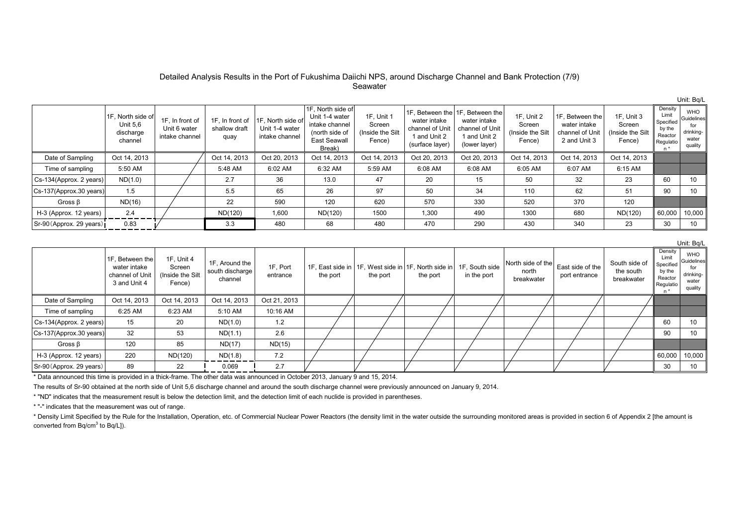# Detailed Analysis Results in the Port of Fukushima Daiichi NPS, around Discharge Channel and Bank Protection (7/9)

## Seawater

Unit: Bq/L

| | 1F, North side of Unit 5,6 discharge channel | 1F, In front of Unit 6 water intake channel | 1F, In front of shallow draft quay | 1F, North side of Unit 1-4 water intake channel | 1F, North side of Unit 1-4 water intake channel (north side of East Seawall Break) | 1F, Unit 1 Screen (Inside the Silt Fence) | 1F, Between the water intake channel of Unit 1 and Unit 2 (surface layer) | 1F, Between the water intake channel of Unit 1 and Unit 2 (lower layer) | 1F, Unit 2 Screen (Inside the Silt Fence) | 1F, Between the water intake channel of Unit 2 and Unit 3 | 1F, Unit 3 Screen (Inside the Silt Fence) | Density Limit Specified by the Reactor Regulation * | WHO Guidelines for drinking-water quality |
|---|---|---|---|---|---|---|---|---|---|---|---|---|---|
| Date of Sampling | Oct 14, 2013 | | Oct 14, 2013 | Oct 20, 2013 | Oct 14, 2013 | Oct 14, 2013 | Oct 20, 2013 | Oct 20, 2013 | Oct 14, 2013 | Oct 14, 2013 | Oct 14, 2013 | | |
| Time of sampling | 5:50 AM | | 5:48 AM | 6:02 AM | 6:32 AM | 5:59 AM | 6:08 AM | 6:08 AM | 6:05 AM | 6:07 AM | 6:15 AM | | |
| Cs-134(Approx. 2 years) | ND(1.0) | | 2.7 | 36 | 13.0 | 47 | 20 | 15 | 50 | 32 | 23 | 60 | 10 |
| Cs-137(Approx.30 years) | 1.5 | | 5.5 | 65 | 26 | 97 | 50 | 34 | 110 | 62 | 51 | 90 | 10 |
| Gross β | ND(16) | | 22 | 590 | 120 | 620 | 570 | 330 | 520 | 370 | 120 | | |
| H-3 (Approx. 12 years) | 2.4 | | ND(120) | 1,600 | ND(120) | 1500 | 1,300 | 490 | 1300 | 680 | ND(120) | 60,000 | 10,000 |
| Sr-90(Approx. 29 years) | 0.83 | | 3.3 | 480 | 68 | 480 | 470 | 290 | 430 | 340 | 23 | 30 | 10 |

Unit: Bq/L

| | 1F, Between the water intake channel of Unit 3 and Unit 4 | 1F, Unit 4 Screen (Inside the Silt Fence) | 1F, Around the south discharge channel | 1F, Port entrance | 1F, East side in the port | 1F, West side in the port | 1F, North side in the port | 1F, South side in the port | North side of the north breakwater | East side of the port entrance | South side of the south breakwater | Density Limit Specified by the Reactor Regulation * | WHO Guidelines for drinking-water quality |
|---|---|---|---|---|---|---|---|---|---|---|---|---|---|
| Date of Sampling | Oct 14, 2013 | Oct 14, 2013 | Oct 14, 2013 | Oct 21, 2013 | | | | | | | | | |
| Time of sampling | 6:25 AM | 6:23 AM | 5:10 AM | 10:16 AM | | | | | | | | | |
| Cs-134(Approx. 2 years) | 15 | 20 | ND(1.0) | 1.2 | | | | | | | | 60 | 10 |
| Cs-137(Approx.30 years) | 32 | 53 | ND(1.1) | 2.6 | | | | | | | | 90 | 10 |
| Gross β | 120 | 85 | ND(17) | ND(15) | | | | | | | | | |
| H-3 (Approx. 12 years) | 220 | ND(120) | ND(1.8) | 7.2 | | | | | | | | 60,000 | 10,000 |
| Sr-90(Approx. 29 years) | 89 | 22 | 0.069 | 2.7 | | | | | | | | 30 | 10 |

* Data announced this time is provided in a thick-frame. The other data was announced in October 2013, January 9 and 15, 2014.

The results of Sr-90 obtained at the north side of Unit 5,6 discharge channel and around the south discharge channel were previously announced on January 9, 2014.

* "ND" indicates that the measurement result is below the detection limit, and the detection limit of each nuclide is provided in parentheses.

* "-" indicates that the measurement was out of range.

* Density Limit Specified by the Rule for the Installation, Operation, etc. of Commercial Nuclear Power Reactors (the density limit in the water outside the surrounding monitored areas is provided in section 6 of Appendix 2 [the amount is converted from $Bq/cm^3$ to Bq/L]).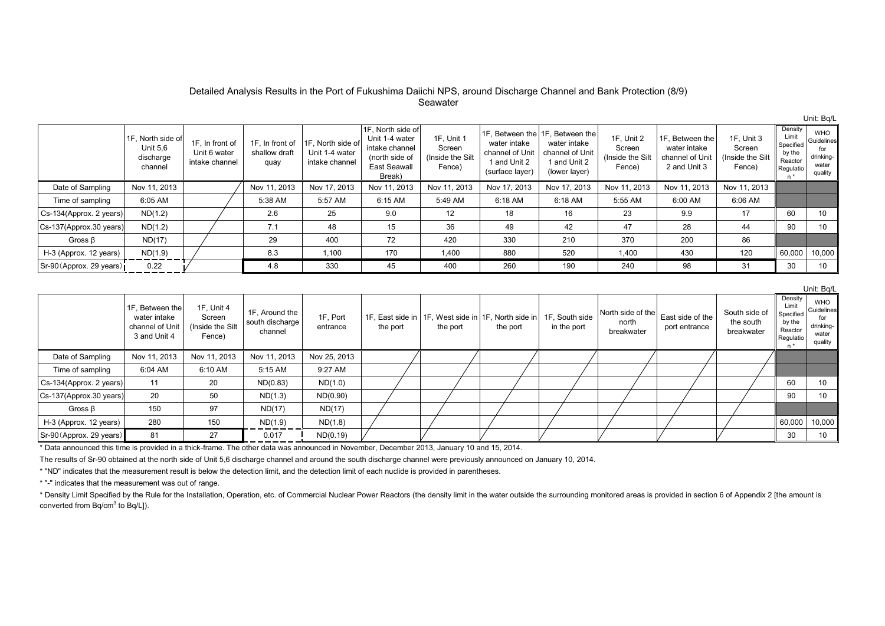Detailed Analysis Results in the Port of Fukushima Daiichi NPS, around Discharge Channel and Bank Protection (8/9)
Seawater

Unit: Bq/L

| | 1F, North side of Unit 5,6 discharge channel | 1F, In front of Unit 6 water intake channel | 1F, In front of shallow draft quay | 1F, North side of Unit 1-4 water intake channel | 1F, North side of Unit 1-4 water intake channel (north side of East Seawall Break) | 1F, Unit 1 Screen (Inside the Silt Fence) | 1F, Between the water intake channel of Unit 1 and Unit 2 (surface layer) | 1F, Between the water intake channel of Unit 1 and Unit 2 (lower layer) | 1F, Unit 2 Screen (Inside the Silt Fence) | 1F, Between the water intake channel of Unit 2 and Unit 3 | 1F, Unit 3 Screen (Inside the Silt Fence) | Density Limit Specified by the Reactor Regulation * | WHO Guidelines for drinking-water quality |
|---|---|---|---|---|---|---|---|---|---|---|---|---|---|
| Date of Sampling | Nov 11, 2013 | | Nov 11, 2013 | Nov 17, 2013 | Nov 11, 2013 | Nov 11, 2013 | Nov 17, 2013 | Nov 17, 2013 | Nov 11, 2013 | Nov 11, 2013 | Nov 11, 2013 | | |
| Time of sampling | 6:05 AM | | 5:38 AM | 5:57 AM | 6:15 AM | 5:49 AM | 6:18 AM | 6:18 AM | 5:55 AM | 6:00 AM | 6:06 AM | | |
| Cs-134(Approx. 2 years) | ND(1.2) | | 2.6 | 25 | 9.0 | 12 | 18 | 16 | 23 | 9.9 | 17 | 60 | 10 |
| Cs-137(Approx.30 years) | ND(1.2) | | 7.1 | 48 | 15 | 36 | 49 | 42 | 47 | 28 | 44 | 90 | 10 |
| Gross β | ND(17) | | 29 | 400 | 72 | 420 | 330 | 210 | 370 | 200 | 86 | | |
| H-3 (Approx. 12 years) | ND(1.9) | | 8.3 | 1,100 | 170 | 1,400 | 880 | 520 | 1,400 | 430 | 120 | 60,000 | 10,000 |
| Sr-90(Approx. 29 years) | 0.22 | | 4.8 | 330 | 45 | 400 | 260 | 190 | 240 | 98 | 31 | 30 | 10 |

Unit: Bq/L

| | 1F, Between the water intake channel of Unit 3 and Unit 4 | 1F, Unit 4 Screen (Inside the Silt Fence) | 1F, Around the south discharge channel | 1F, Port entrance | 1F, East side in the port | 1F, West side in the port | 1F, North side in the port | 1F, South side in the port | North side of the north breakwater | East side of the port entrance | South side of the south breakwater | Density Limit Specified by the Reactor Regulation * | WHO Guidelines for drinking-water quality |
|---|---|---|---|---|---|---|---|---|---|---|---|---|---|
| Date of Sampling | Nov 11, 2013 | Nov 11, 2013 | Nov 11, 2013 | Nov 25, 2013 | | | | | | | | | |
| Time of sampling | 6:04 AM | 6:10 AM | 5:15 AM | 9:27 AM | | | | | | | | | |
| Cs-134(Approx. 2 years) | 11 | 20 | ND(0.83) | ND(1.0) | | | | | | | | 60 | 10 |
| Cs-137(Approx.30 years) | 20 | 50 | ND(1.3) | ND(0.90) | | | | | | | | 90 | 10 |
| Gross β | 150 | 97 | ND(17) | ND(17) | | | | | | | | | |
| H-3 (Approx. 12 years) | 280 | 150 | ND(1.9) | ND(1.8) | | | | | | | | 60,000 | 10,000 |
| Sr-90(Approx. 29 years) | 81 | 27 | 0.017 | ND(0.19) | | | | | | | | 30 | 10 |

* Data announced this time is provided in a thick-frame. The other data was announced in November, December 2013, January 10 and 15, 2014.

The results of Sr-90 obtained at the north side of Unit 5,6 discharge channel and around the south discharge channel were previously announced on January 10, 2014.

* "ND" indicates that the measurement result is below the detection limit, and the detection limit of each nuclide is provided in parentheses.

* "-" indicates that the measurement was out of range.

* Density Limit Specified by the Rule for the Installation, Operation, etc. of Commercial Nuclear Power Reactors (the density limit in the water outside the surrounding monitored areas is provided in section 6 of Appendix 2 [the amount is converted from $Bq/cm^3$ to Bq/L]).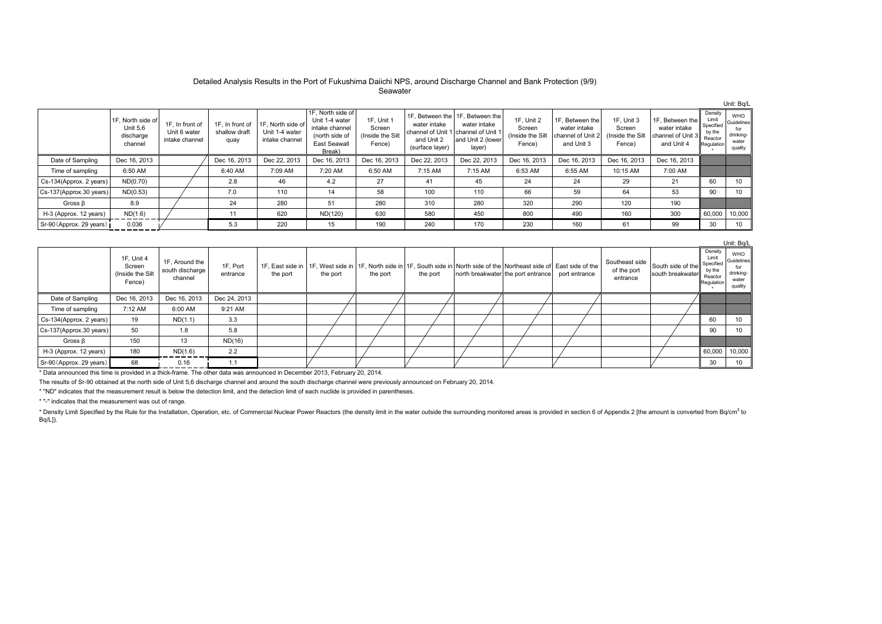# Detailed Analysis Results in the Port of Fukushima Daiichi NPS, around Discharge Channel and Bank Protection (9/9)

## Seawater

Unit: Bq/L

| | 1F, North side of Unit 5,6 discharge channel | 1F, In front of Unit 6 water intake channel | 1F, In front of shallow draft quay | 1F, North side of Unit 1-4 water intake channel | 1F, North side of Unit 1-4 water intake channel (north side of East Seawall Break) | 1F, Unit 1 Screen (Inside the Silt Fence) | 1F, Between the water intake channel of Unit 1 and Unit 2 (surface layer) | 1F, Between the water intake channel of Unit 1 and Unit 2 (lower layer) | 1F, Unit 2 Screen (Inside the Silt Fence) | 1F, Between the water intake channel of Unit 2 and Unit 3 | 1F, Unit 3 Screen (Inside the Silt Fence) | 1F, Between the water intake channel of Unit 3 and Unit 4 | Density Limit Specified by the Reactor Regulation * | WHO Guidelines for drinking-water quality |
|---|---|---|---|---|---|---|---|---|---|---|---|---|---|---|
| Date of Sampling | Dec 16, 2013 | | Dec 16, 2013 | Dec 22, 2013 | Dec 16, 2013 | Dec 16, 2013 | Dec 22, 2013 | Dec 22, 2013 | Dec 16, 2013 | Dec 16, 2013 | Dec 16, 2013 | Dec 16, 2013 | | |
| Time of sampling | 6:50 AM | | 6:40 AM | 7:09 AM | 7:20 AM | 6:50 AM | 7:15 AM | 7:15 AM | 6:53 AM | 6:55 AM | 10:15 AM | 7:00 AM | | |
| Cs-134(Approx. 2 years) | ND(0.70) | | 2.8 | 46 | 4.2 | 27 | 41 | 45 | 24 | 24 | 29 | 21 | 60 | 10 |
| Cs-137(Approx.30 years) | ND(0.53) | | 7.0 | 110 | 14 | 58 | 100 | 110 | 66 | 59 | 64 | 53 | 90 | 10 |
| Gross β | 8.9 | | 24 | 280 | 51 | 280 | 310 | 280 | 320 | 290 | 120 | 190 | | |
| H-3 (Approx. 12 years) | ND(1.6) | | 11 | 620 | ND(120) | 630 | 580 | 450 | 800 | 490 | 160 | 300 | 60,000 | 10,000 |
| Sr-90(Approx. 29 years) | 0.036 | | 5.3 | 220 | 15 | 190 | 240 | 170 | 230 | 160 | 61 | 99 | 30 | 10 |

Unit: Bq/L

| | 1F, Unit 4 Screen (Inside the Silt Fence) | 1F, Around the south discharge channel | 1F, Port entrance | 1F, East side in the port | 1F, West side in the port | 1F, North side in the port | 1F, South side in the port | North side of the north breakwater | Northeast side of the port entrance | East side of the port entrance | Southeast side of the port entrance | South side of the south breakwater | Density Limit Specified by the Reactor Regulation * | WHO Guidelines for drinking-water quality |
|---|---|---|---|---|---|---|---|---|---|---|---|---|---|---|
| Date of Sampling | Dec 16, 2013 | Dec 16, 2013 | Dec 24, 2013 | | | | | | | | | | | |
| Time of sampling | 7:12 AM | 6:00 AM | 9:21 AM | | | | | | | | | | | |
| Cs-134(Approx. 2 years) | 19 | ND(1.1) | 3.3 | | | | | | | | | | 60 | 10 |
| Cs-137(Approx.30 years) | 50 | 1.8 | 5.8 | | | | | | | | | | 90 | 10 |
| Gross β | 150 | 13 | ND(16) | | | | | | | | | | | |
| H-3 (Approx. 12 years) | 180 | ND(1.6) | 2.2 | | | | | | | | | | 60,000 | 10,000 |
| Sr-90(Approx. 29 years) | 68 | 0.16 | 1.1 | | | | | | | | | | 30 | 10 |

\* Data announced this time is provided in a thick-frame. The other data was announced in December 2013, February 20, 2014.

The results of Sr-90 obtained at the north side of Unit 5,6 discharge channel and around the south discharge channel were previously announced on February 20, 2014.

\* "ND" indicates that the measurement result is below the detection limit, and the detection limit of each nuclide is provided in parentheses.

\* "-" indicates that the measurement was out of range.

\* Density Limit Specified by the Rule for the Installation, Operation, etc. of Commercial Nuclear Power Reactors (the density limit in the water outside the surrounding monitored areas is provided in section 6 of Appendix 2 [the amount is converted from $Bq/cm^3$ to Bq/L]).